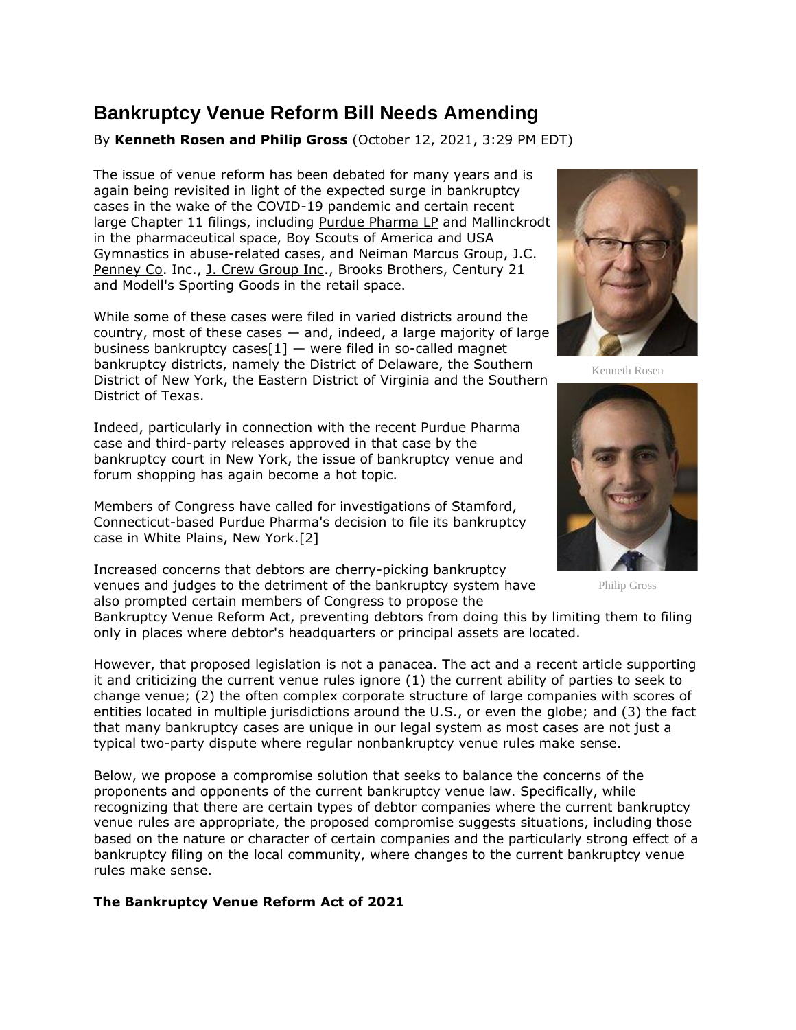# Bankruptcy Venue Reform Bill Needs Amending

By **Kenneth Rosen and Philip Gross** (October 12, 2021, 3:29 PM EDT)

The issue of venue reform has been debated for many years and is again being revisited in light of the expected surge in bankruptcy cases in the wake of the COVID-19 pandemic and certain recent large Chapter 11 filings, including Purdue Pharma LP and Mallinckrodt in the pharmaceutical space, Boy Scouts of America and USA Gymnastics in abuse-related cases, and Neiman Marcus Group, J.C. Penney Co. Inc., J. Crew Group Inc., Brooks Brothers, Century 21 and Modell's Sporting Goods in the retail space.

While some of these cases were filed in varied districts around the country, most of these cases — and, indeed, a large majority of large business bankruptcy cases[1] — were filed in so-called magnet bankruptcy districts, namely the District of Delaware, the Southern District of New York, the Eastern District of Virginia and the Southern District of Texas.

Kenneth Rosen

Indeed, particularly in connection with the recent Purdue Pharma case and third-party releases approved in that case by the bankruptcy court in New York, the issue of bankruptcy venue and forum shopping has again become a hot topic.

Members of Congress have called for investigations of Stamford, Connecticut-based Purdue Pharma's decision to file its bankruptcy case in White Plains, New York.[2]

Philip Gross

Increased concerns that debtors are cherry-picking bankruptcy venues and judges to the detriment of the bankruptcy system have also prompted certain members of Congress to propose the Bankruptcy Venue Reform Act, preventing debtors from doing this by limiting them to filing only in places where debtor's headquarters or principal assets are located.

However, that proposed legislation is not a panacea. The act and a recent article supporting it and criticizing the current venue rules ignore (1) the current ability of parties to seek to change venue; (2) the often complex corporate structure of large companies with scores of entities located in multiple jurisdictions around the U.S., or even the globe; and (3) the fact that many bankruptcy cases are unique in our legal system as most cases are not just a typical two-party dispute where regular nonbankruptcy venue rules make sense.

Below, we propose a compromise solution that seeks to balance the concerns of the proponents and opponents of the current bankruptcy venue law. Specifically, while recognizing that there are certain types of debtor companies where the current bankruptcy venue rules are appropriate, the proposed compromise suggests situations, including those based on the nature or character of certain companies and the particularly strong effect of a bankruptcy filing on the local community, where changes to the current bankruptcy venue rules make sense.

**The Bankruptcy Venue Reform Act of 2021**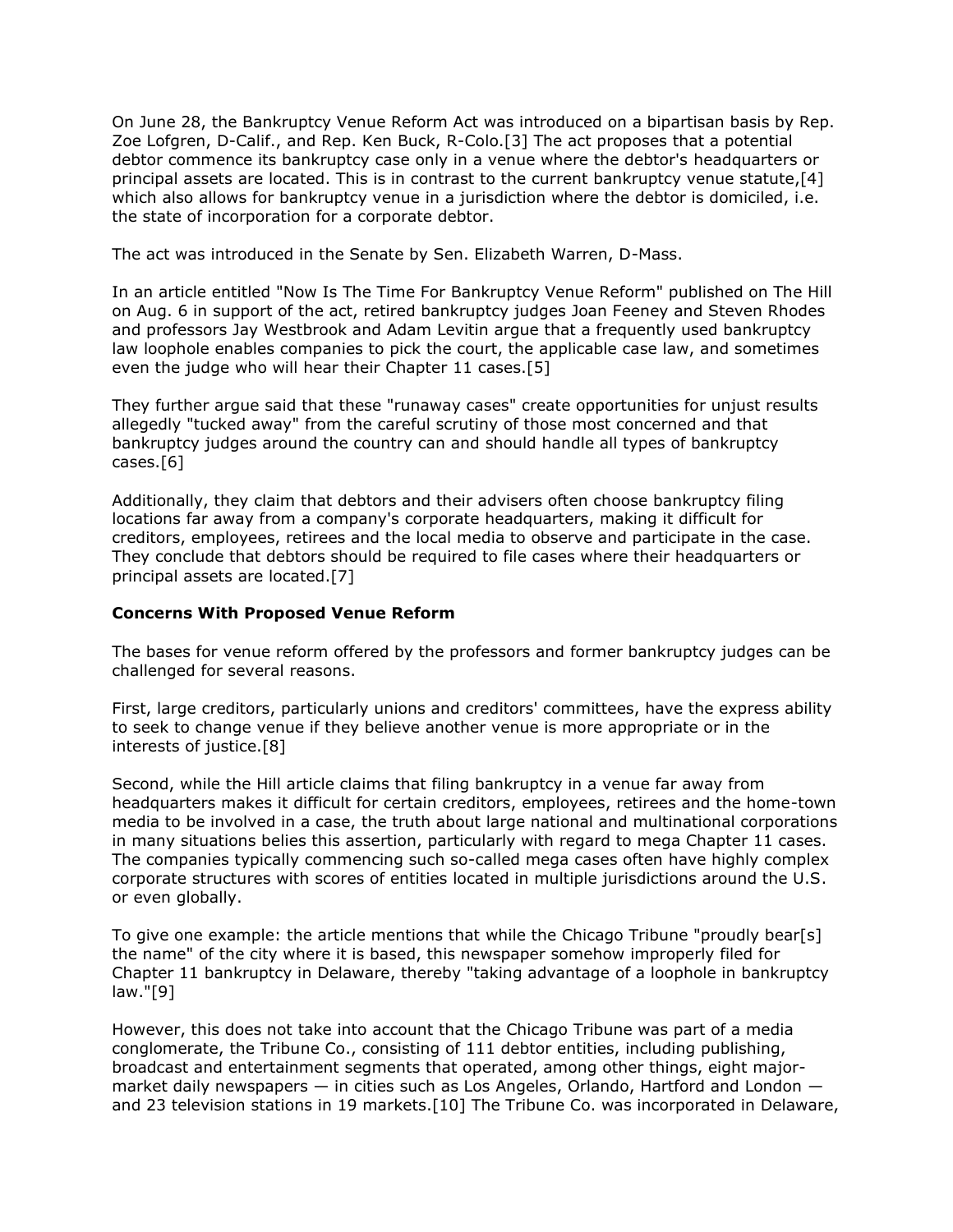On June 28, the Bankruptcy Venue Reform Act was introduced on a bipartisan basis by Rep. Zoe Lofgren, D-Calif., and Rep. Ken Buck, R-Colo.[3] The act proposes that a potential debtor commence its bankruptcy case only in a venue where the debtor's headquarters or principal assets are located. This is in contrast to the current bankruptcy venue statute,[4] which also allows for bankruptcy venue in a jurisdiction where the debtor is domiciled, i.e. the state of incorporation for a corporate debtor.

The act was introduced in the Senate by Sen. Elizabeth Warren, D-Mass.

In an article entitled "Now Is The Time For Bankruptcy Venue Reform" published on The Hill on Aug. 6 in support of the act, retired bankruptcy judges Joan Feeney and Steven Rhodes and professors Jay Westbrook and Adam Levitin argue that a frequently used bankruptcy law loophole enables companies to pick the court, the applicable case law, and sometimes even the judge who will hear their Chapter 11 cases.[5]

They further argue said that these "runaway cases" create opportunities for unjust results allegedly "tucked away" from the careful scrutiny of those most concerned and that bankruptcy judges around the country can and should handle all types of bankruptcy cases.[6]

Additionally, they claim that debtors and their advisers often choose bankruptcy filing locations far away from a company's corporate headquarters, making it difficult for creditors, employees, retirees and the local media to observe and participate in the case. They conclude that debtors should be required to file cases where their headquarters or principal assets are located.[7]

**Concerns With Proposed Venue Reform**

The bases for venue reform offered by the professors and former bankruptcy judges can be challenged for several reasons.

First, large creditors, particularly unions and creditors' committees, have the express ability to seek to change venue if they believe another venue is more appropriate or in the interests of justice.[8]

Second, while the Hill article claims that filing bankruptcy in a venue far away from headquarters makes it difficult for certain creditors, employees, retirees and the home-town media to be involved in a case, the truth about large national and multinational corporations in many situations belies this assertion, particularly with regard to mega Chapter 11 cases. The companies typically commencing such so-called mega cases often have highly complex corporate structures with scores of entities located in multiple jurisdictions around the U.S. or even globally.

To give one example: the article mentions that while the Chicago Tribune "proudly bear[s] the name" of the city where it is based, this newspaper somehow improperly filed for Chapter 11 bankruptcy in Delaware, thereby "taking advantage of a loophole in bankruptcy law."[9]

However, this does not take into account that the Chicago Tribune was part of a media conglomerate, the Tribune Co., consisting of 111 debtor entities, including publishing, broadcast and entertainment segments that operated, among other things, eight major-market daily newspapers — in cities such as Los Angeles, Orlando, Hartford and London — and 23 television stations in 19 markets.[10] The Tribune Co. was incorporated in Delaware,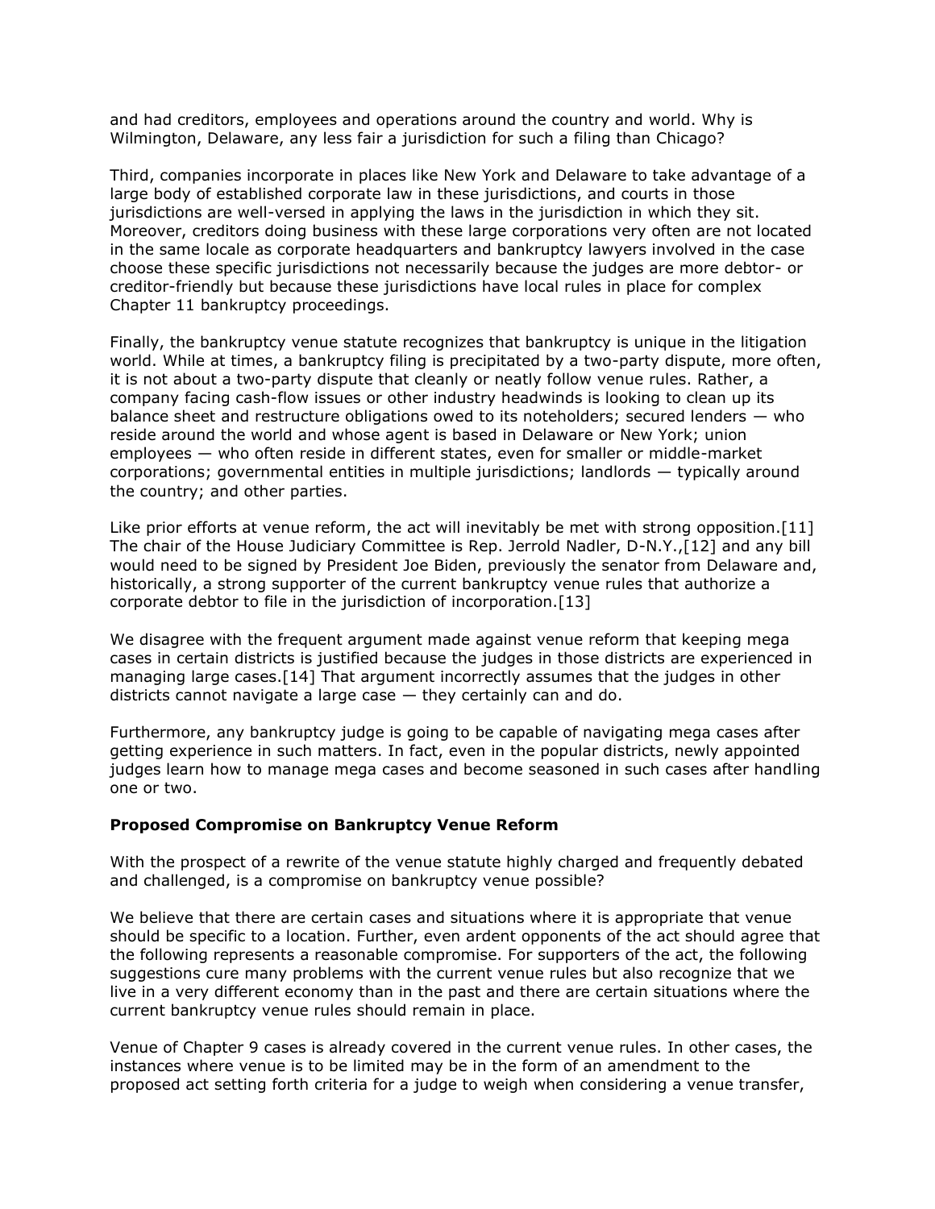and had creditors, employees and operations around the country and world. Why is Wilmington, Delaware, any less fair a jurisdiction for such a filing than Chicago?

Third, companies incorporate in places like New York and Delaware to take advantage of a large body of established corporate law in these jurisdictions, and courts in those jurisdictions are well-versed in applying the laws in the jurisdiction in which they sit. Moreover, creditors doing business with these large corporations very often are not located in the same locale as corporate headquarters and bankruptcy lawyers involved in the case choose these specific jurisdictions not necessarily because the judges are more debtor- or creditor-friendly but because these jurisdictions have local rules in place for complex Chapter 11 bankruptcy proceedings.

Finally, the bankruptcy venue statute recognizes that bankruptcy is unique in the litigation world. While at times, a bankruptcy filing is precipitated by a two-party dispute, more often, it is not about a two-party dispute that cleanly or neatly follow venue rules. Rather, a company facing cash-flow issues or other industry headwinds is looking to clean up its balance sheet and restructure obligations owed to its noteholders; secured lenders — who reside around the world and whose agent is based in Delaware or New York; union employees — who often reside in different states, even for smaller or middle-market corporations; governmental entities in multiple jurisdictions; landlords — typically around the country; and other parties.

Like prior efforts at venue reform, the act will inevitably be met with strong opposition.[11] The chair of the House Judiciary Committee is Rep. Jerrold Nadler, D-N.Y.,[12] and any bill would need to be signed by President Joe Biden, previously the senator from Delaware and, historically, a strong supporter of the current bankruptcy venue rules that authorize a corporate debtor to file in the jurisdiction of incorporation.[13]

We disagree with the frequent argument made against venue reform that keeping mega cases in certain districts is justified because the judges in those districts are experienced in managing large cases.[14] That argument incorrectly assumes that the judges in other districts cannot navigate a large case — they certainly can and do.

Furthermore, any bankruptcy judge is going to be capable of navigating mega cases after getting experience in such matters. In fact, even in the popular districts, newly appointed judges learn how to manage mega cases and become seasoned in such cases after handling one or two.

**Proposed Compromise on Bankruptcy Venue Reform**

With the prospect of a rewrite of the venue statute highly charged and frequently debated and challenged, is a compromise on bankruptcy venue possible?

We believe that there are certain cases and situations where it is appropriate that venue should be specific to a location. Further, even ardent opponents of the act should agree that the following represents a reasonable compromise. For supporters of the act, the following suggestions cure many problems with the current venue rules but also recognize that we live in a very different economy than in the past and there are certain situations where the current bankruptcy venue rules should remain in place.

Venue of Chapter 9 cases is already covered in the current venue rules. In other cases, the instances where venue is to be limited may be in the form of an amendment to the proposed act setting forth criteria for a judge to weigh when considering a venue transfer,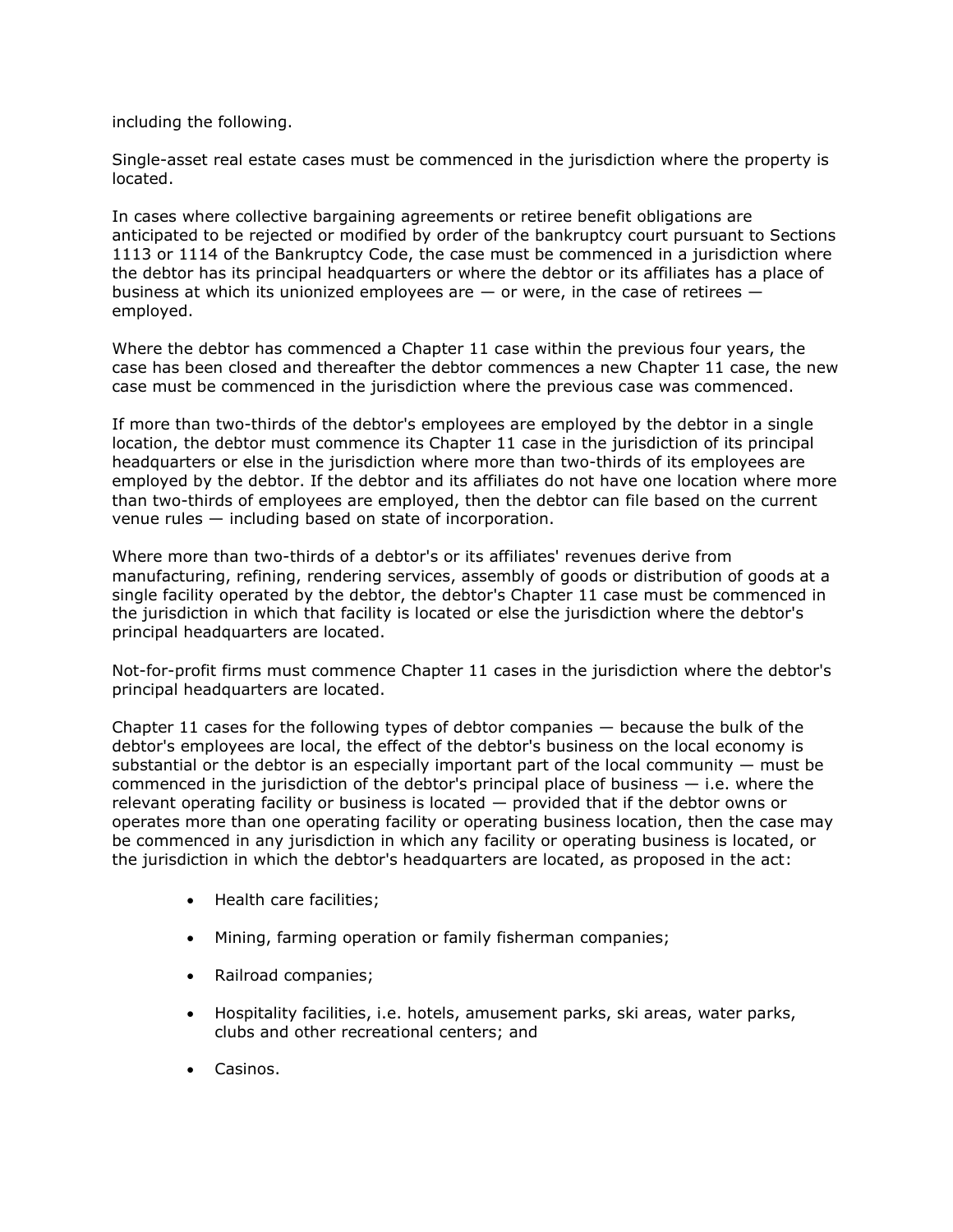including the following.

Single-asset real estate cases must be commenced in the jurisdiction where the property is located.

In cases where collective bargaining agreements or retiree benefit obligations are anticipated to be rejected or modified by order of the bankruptcy court pursuant to Sections 1113 or 1114 of the Bankruptcy Code, the case must be commenced in a jurisdiction where the debtor has its principal headquarters or where the debtor or its affiliates has a place of business at which its unionized employees are — or were, in the case of retirees — employed.

Where the debtor has commenced a Chapter 11 case within the previous four years, the case has been closed and thereafter the debtor commences a new Chapter 11 case, the new case must be commenced in the jurisdiction where the previous case was commenced.

If more than two-thirds of the debtor's employees are employed by the debtor in a single location, the debtor must commence its Chapter 11 case in the jurisdiction of its principal headquarters or else in the jurisdiction where more than two-thirds of its employees are employed by the debtor. If the debtor and its affiliates do not have one location where more than two-thirds of employees are employed, then the debtor can file based on the current venue rules — including based on state of incorporation.

Where more than two-thirds of a debtor's or its affiliates' revenues derive from manufacturing, refining, rendering services, assembly of goods or distribution of goods at a single facility operated by the debtor, the debtor's Chapter 11 case must be commenced in the jurisdiction in which that facility is located or else the jurisdiction where the debtor's principal headquarters are located.

Not-for-profit firms must commence Chapter 11 cases in the jurisdiction where the debtor's principal headquarters are located.

Chapter 11 cases for the following types of debtor companies — because the bulk of the debtor's employees are local, the effect of the debtor's business on the local economy is substantial or the debtor is an especially important part of the local community — must be commenced in the jurisdiction of the debtor's principal place of business — i.e. where the relevant operating facility or business is located — provided that if the debtor owns or operates more than one operating facility or operating business location, then the case may be commenced in any jurisdiction in which any facility or operating business is located, or the jurisdiction in which the debtor's headquarters are located, as proposed in the act:

- Health care facilities;
- Mining, farming operation or family fisherman companies;
- Railroad companies;
- Hospitality facilities, i.e. hotels, amusement parks, ski areas, water parks, clubs and other recreational centers; and
- Casinos.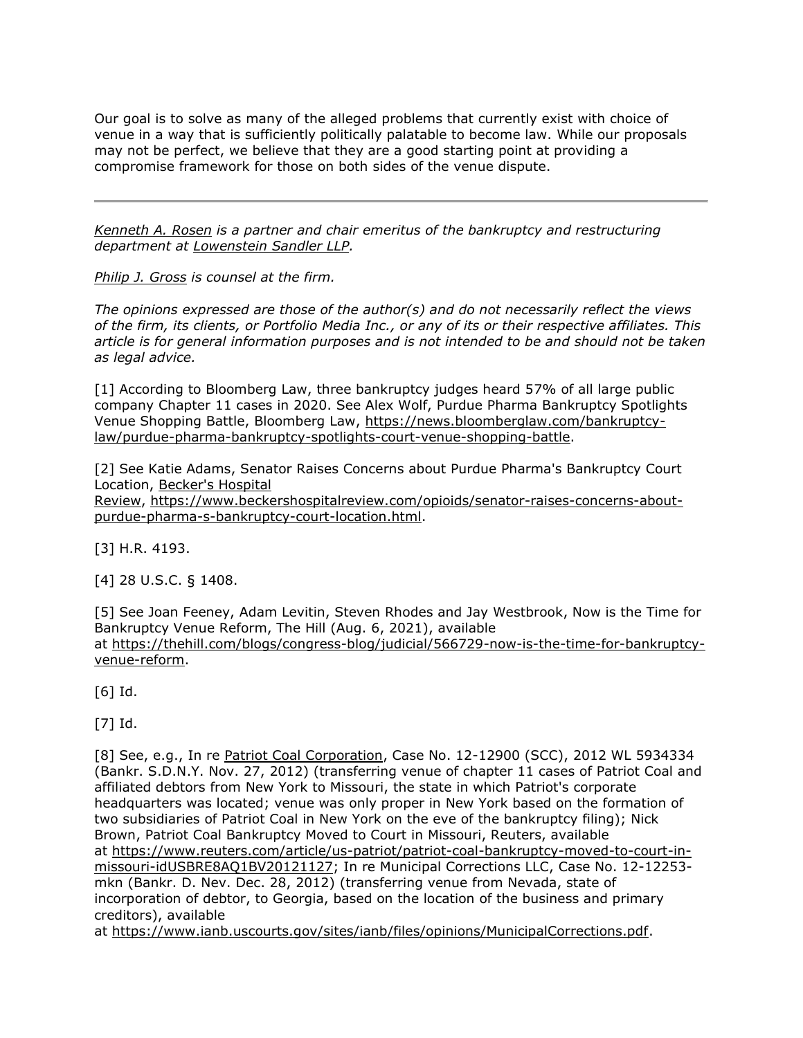Our goal is to solve as many of the alleged problems that currently exist with choice of venue in a way that is sufficiently politically palatable to become law. While our proposals may not be perfect, we believe that they are a good starting point at providing a compromise framework for those on both sides of the venue dispute.

---

*Kenneth A. Rosen is a partner and chair emeritus of the bankruptcy and restructuring department at Lowenstein Sandler LLP.*

*Philip J. Gross is counsel at the firm.*

*The opinions expressed are those of the author(s) and do not necessarily reflect the views of the firm, its clients, or Portfolio Media Inc., or any of its or their respective affiliates. This article is for general information purposes and is not intended to be and should not be taken as legal advice.*

[1] According to Bloomberg Law, three bankruptcy judges heard 57% of all large public company Chapter 11 cases in 2020. See Alex Wolf, Purdue Pharma Bankruptcy Spotlights Venue Shopping Battle, Bloomberg Law, https://news.bloomberglaw.com/bankruptcy-law/purdue-pharma-bankruptcy-spotlights-court-venue-shopping-battle.

[2] See Katie Adams, Senator Raises Concerns about Purdue Pharma's Bankruptcy Court Location, Becker's Hospital Review, https://www.beckershospitalreview.com/opioids/senator-raises-concerns-about-purdue-pharma-s-bankruptcy-court-location.html.

[3] H.R. 4193.

[4] 28 U.S.C. § 1408.

[5] See Joan Feeney, Adam Levitin, Steven Rhodes and Jay Westbrook, Now is the Time for Bankruptcy Venue Reform, The Hill (Aug. 6, 2021), available at https://thehill.com/blogs/congress-blog/judicial/566729-now-is-the-time-for-bankruptcy-venue-reform.

[6] Id.

[7] Id.

[8] See, e.g., In re Patriot Coal Corporation, Case No. 12-12900 (SCC), 2012 WL 5934334 (Bankr. S.D.N.Y. Nov. 27, 2012) (transferring venue of chapter 11 cases of Patriot Coal and affiliated debtors from New York to Missouri, the state in which Patriot's corporate headquarters was located; venue was only proper in New York based on the formation of two subsidiaries of Patriot Coal in New York on the eve of the bankruptcy filing); Nick Brown, Patriot Coal Bankruptcy Moved to Court in Missouri, Reuters, available at https://www.reuters.com/article/us-patriot/patriot-coal-bankruptcy-moved-to-court-in-missouri-idUSBRE8AQ1BV20121127; In re Municipal Corrections LLC, Case No. 12-12253-mkn (Bankr. D. Nev. Dec. 28, 2012) (transferring venue from Nevada, state of incorporation of debtor, to Georgia, based on the location of the business and primary creditors), available at https://www.ianb.uscourts.gov/sites/ianb/files/opinions/MunicipalCorrections.pdf.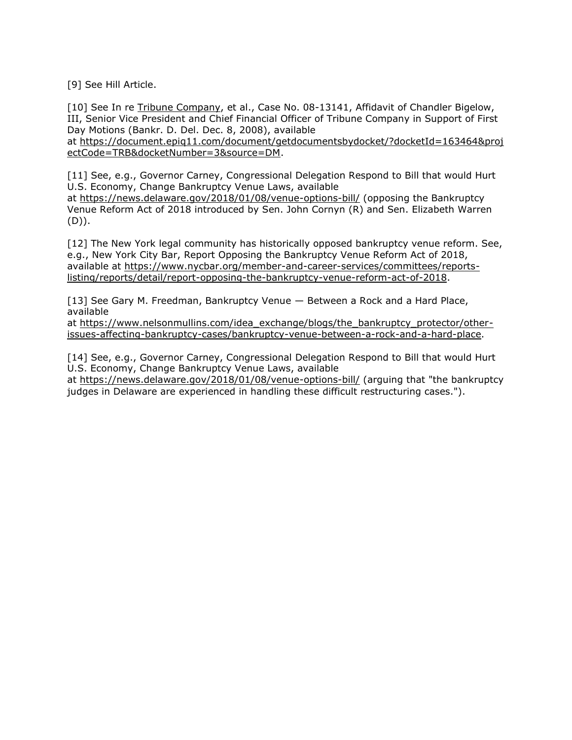[9] See Hill Article.

[10] See In re [Tribune Company](), et al., Case No. 08-13141, Affidavit of Chandler Bigelow, III, Senior Vice President and Chief Financial Officer of Tribune Company in Support of First Day Motions (Bankr. D. Del. Dec. 8, 2008), available at https://document.epiq11.com/document/getdocumentsbydocket/?docketId=163464&projectCode=TRB&docketNumber=3&source=DM.

[11] See, e.g., Governor Carney, Congressional Delegation Respond to Bill that would Hurt U.S. Economy, Change Bankruptcy Venue Laws, available at https://news.delaware.gov/2018/01/08/venue-options-bill/ (opposing the Bankruptcy Venue Reform Act of 2018 introduced by Sen. John Cornyn (R) and Sen. Elizabeth Warren (D)).

[12] The New York legal community has historically opposed bankruptcy venue reform. See, e.g., New York City Bar, Report Opposing the Bankruptcy Venue Reform Act of 2018, available at https://www.nycbar.org/member-and-career-services/committees/reports-listing/reports/detail/report-opposing-the-bankruptcy-venue-reform-act-of-2018.

[13] See Gary M. Freedman, Bankruptcy Venue — Between a Rock and a Hard Place, available at https://www.nelsonmullins.com/idea_exchange/blogs/the_bankruptcy_protector/other-issues-affecting-bankruptcy-cases/bankruptcy-venue-between-a-rock-and-a-hard-place.

[14] See, e.g., Governor Carney, Congressional Delegation Respond to Bill that would Hurt U.S. Economy, Change Bankruptcy Venue Laws, available at https://news.delaware.gov/2018/01/08/venue-options-bill/ (arguing that "the bankruptcy judges in Delaware are experienced in handling these difficult restructuring cases.").